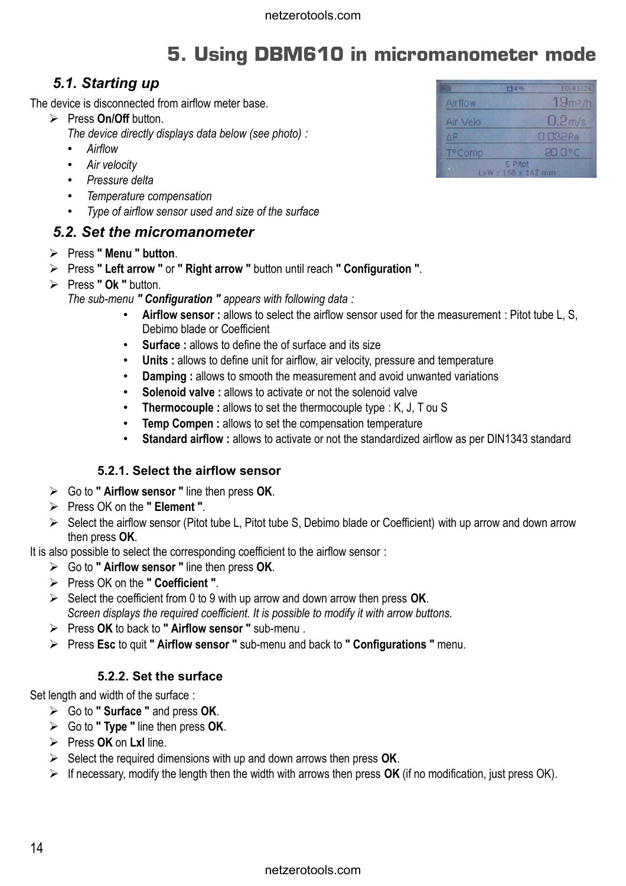# 5. Using DBM610 in micromanometer mode

## 5.1. Starting up

The device is disconnected from airflow meter base.

- Press **On/Off** button.
  *The device directly displays data below (see photo) :*
  - *Airflow*
  - *Air velocity*
  - *Pressure delta*
  - *Temperature compensation*
  - *Type of airflow sensor used and size of the surface*

## 5.2. Set the micromanometer

- Press **" Menu " button**.
- Press **" Left arrow "** or **" Right arrow "** button until reach **" Configuration "**.
- Press **" Ok "** button.
  *The sub-menu **" Configuration "** appears with following data :*
  - **Airflow sensor :** allows to select the airflow sensor used for the measurement : Pitot tube L, S, Debimo blade or Coefficient
  - **Surface :** allows to define the of surface and its size
  - **Units :** allows to define unit for airflow, air velocity, pressure and temperature
  - **Damping :** allows to smooth the measurement and avoid unwanted variations
  - **Solenoid valve :** allows to activate or not the solenoid valve
  - **Thermocouple :** allows to set the thermocouple type : K, J, T ou S
  - **Temp Compen :** allows to set the compensation temperature
  - **Standard airflow :** allows to activate or not the standardized airflow as per DIN1343 standard

### 5.2.1. Select the airflow sensor

- Go to **" Airflow sensor "** line then press **OK**.
- Press OK on the **" Element "**.
- Select the airflow sensor (Pitot tube L, Pitot tube S, Debimo blade or Coefficient) with up arrow and down arrow then press **OK**.

It is also possible to select the corresponding coefficient to the airflow sensor :

- Go to **" Airflow sensor "** line then press **OK**.
- Press OK on the **" Coefficient "**.
- Select the coefficient from 0 to 9 with up arrow and down arrow then press **OK**.
  *Screen displays the required coefficient. It is possible to modify it with arrow buttons.*
- Press **OK** to back to **" Airflow sensor "** sub-menu .
- Press **Esc** to quit **" Airflow sensor "** sub-menu and back to **" Configurations "** menu.

### 5.2.2. Set the surface

Set length and width of the surface :

- Go to **" Surface "** and press **OK**.
- Go to **" Type "** line then press **OK**.
- Press **OK** on **Lxl** line.
- Select the required dimensions with up and down arrows then press **OK**.
- If necessary, modify the length then the width with arrows then press **OK** (if no modification, just press OK).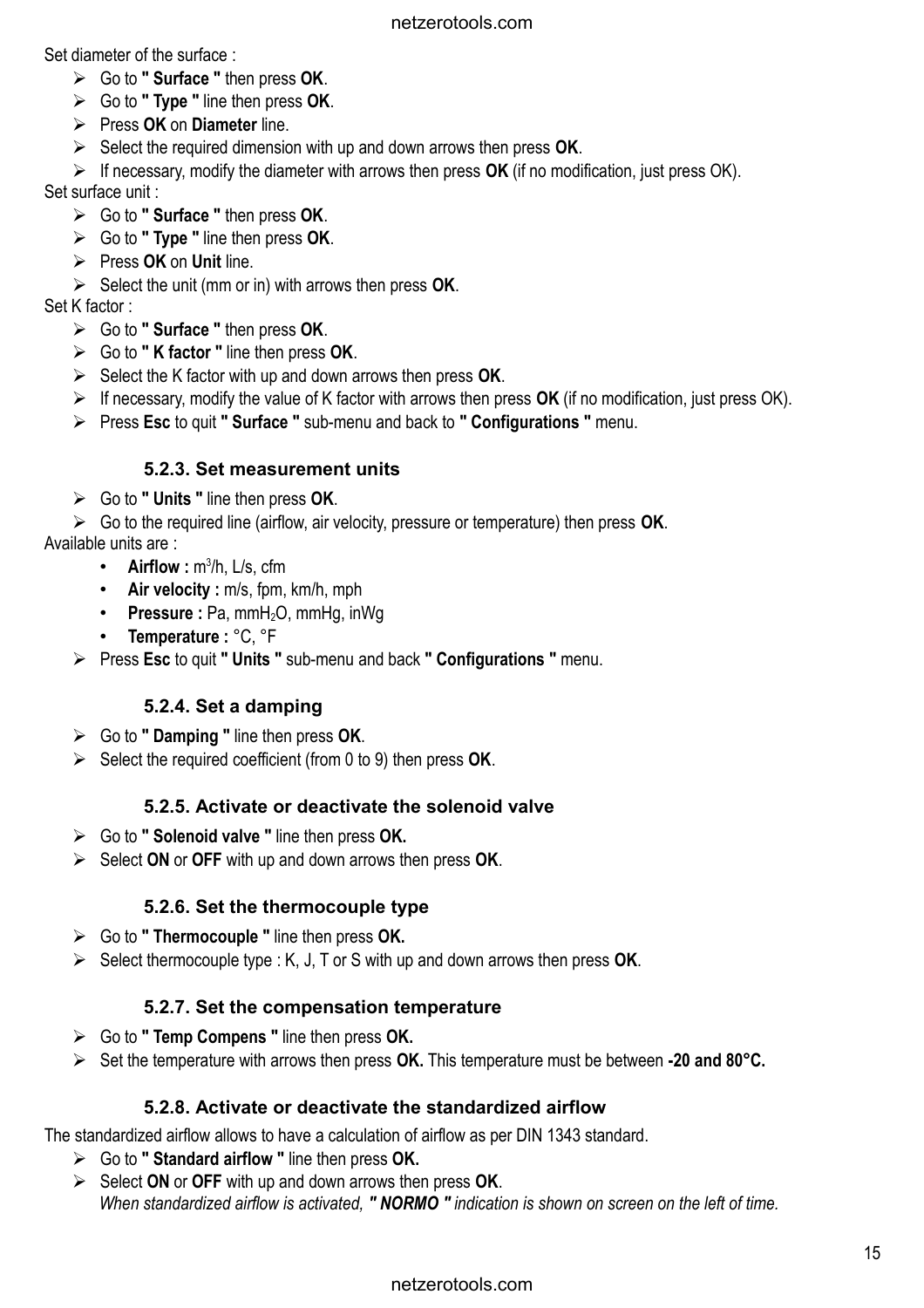Set diameter of the surface :

- Go to **" Surface "** then press **OK**.
- Go to **" Type "** line then press **OK**.
- Press **OK** on **Diameter** line.
- Select the required dimension with up and down arrows then press **OK**.
- If necessary, modify the diameter with arrows then press **OK** (if no modification, just press OK).

Set surface unit :

- Go to **" Surface "** then press **OK**.
- Go to **" Type "** line then press **OK**.
- Press **OK** on **Unit** line.
- Select the unit (mm or in) with arrows then press **OK**.

Set K factor :

- Go to **" Surface "** then press **OK**.
- Go to **" K factor "** line then press **OK**.
- Select the K factor with up and down arrows then press **OK**.
- If necessary, modify the value of K factor with arrows then press **OK** (if no modification, just press OK).
- Press **Esc** to quit **" Surface "** sub-menu and back to **" Configurations "** menu.

### 5.2.3. Set measurement units

- Go to **" Units "** line then press **OK**.
- Go to the required line (airflow, air velocity, pressure or temperature) then press **OK**.

Available units are :

- **Airflow :** $m^3$/h, L/s, cfm
- **Air velocity :** m/s, fpm, km/h, mph
- **Pressure :** Pa, $mmH_2O$, mmHg, inWg
- **Temperature :** °C, °F

- Press **Esc** to quit **" Units "** sub-menu and back **" Configurations "** menu.

### 5.2.4. Set a damping

- Go to **" Damping "** line then press **OK**.
- Select the required coefficient (from 0 to 9) then press **OK**.

### 5.2.5. Activate or deactivate the solenoid valve

- Go to **" Solenoid valve "** line then press **OK.**
- Select **ON** or **OFF** with up and down arrows then press **OK**.

### 5.2.6. Set the thermocouple type

- Go to **" Thermocouple "** line then press **OK.**
- Select thermocouple type : K, J, T or S with up and down arrows then press **OK**.

### 5.2.7. Set the compensation temperature

- Go to **" Temp Compens "** line then press **OK.**
- Set the temperature with arrows then press **OK.** This temperature must be between **-20 and 80°C.**

### 5.2.8. Activate or deactivate the standardized airflow

The standardized airflow allows to have a calculation of airflow as per DIN 1343 standard.

- Go to **" Standard airflow "** line then press **OK.**
- Select **ON** or **OFF** with up and down arrows then press **OK**.
  *When standardized airflow is activated, **" NORMO "** indication is shown on screen on the left of time.*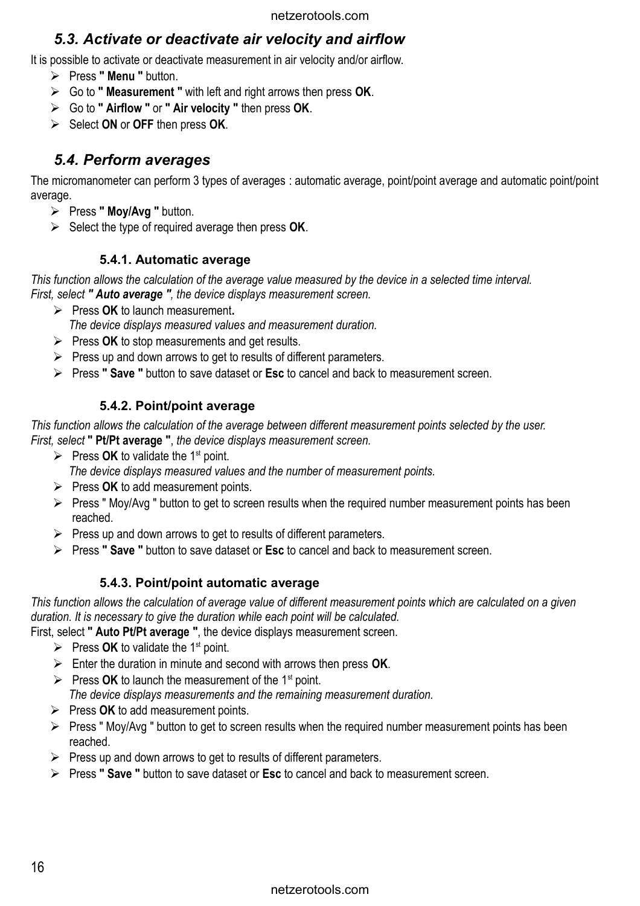## *5.3. Activate or deactivate air velocity and airflow*

It is possible to activate or deactivate measurement in air velocity and/or airflow.

- Press **" Menu "** button.
- Go to **" Measurement "** with left and right arrows then press **OK**.
- Go to **" Airflow "** or **" Air velocity "** then press **OK**.
- Select **ON** or **OFF** then press **OK**.

## *5.4. Perform averages*

The micromanometer can perform 3 types of averages : automatic average, point/point average and automatic point/point average.

- Press **" Moy/Avg "** button.
- Select the type of required average then press **OK**.

### 5.4.1. Automatic average

*This function allows the calculation of the average value measured by the device in a selected time interval.*
*First, select **" Auto average "**, the device displays measurement screen.*

- Press **OK** to launch measurement**.**
  *The device displays measured values and measurement duration.*
- Press **OK** to stop measurements and get results.
- Press up and down arrows to get to results of different parameters.
- Press **" Save "** button to save dataset or **Esc** to cancel and back to measurement screen.

### 5.4.2. Point/point average

*This function allows the calculation of the average between different measurement points selected by the user.*
*First, select* **" Pt/Pt average "**, *the device displays measurement screen.*

- Press **OK** to validate the 1st point.
  *The device displays measured values and the number of measurement points.*
- Press **OK** to add measurement points.
- Press " Moy/Avg " button to get to screen results when the required number measurement points has been reached.
- Press up and down arrows to get to results of different parameters.
- Press **" Save "** button to save dataset or **Esc** to cancel and back to measurement screen.

### 5.4.3. Point/point automatic average

*This function allows the calculation of average value of different measurement points which are calculated on a given duration. It is necessary to give the duration while each point will be calculated.*
First, select **" Auto Pt/Pt average "**, the device displays measurement screen.

- Press **OK** to validate the 1st point.
- Enter the duration in minute and second with arrows then press **OK**.
- Press **OK** to launch the measurement of the 1st point.
  *The device displays measurements and the remaining measurement duration.*
- Press **OK** to add measurement points.
- Press " Moy/Avg " button to get to screen results when the required number measurement points has been reached.
- Press up and down arrows to get to results of different parameters.
- Press **" Save "** button to save dataset or **Esc** to cancel and back to measurement screen.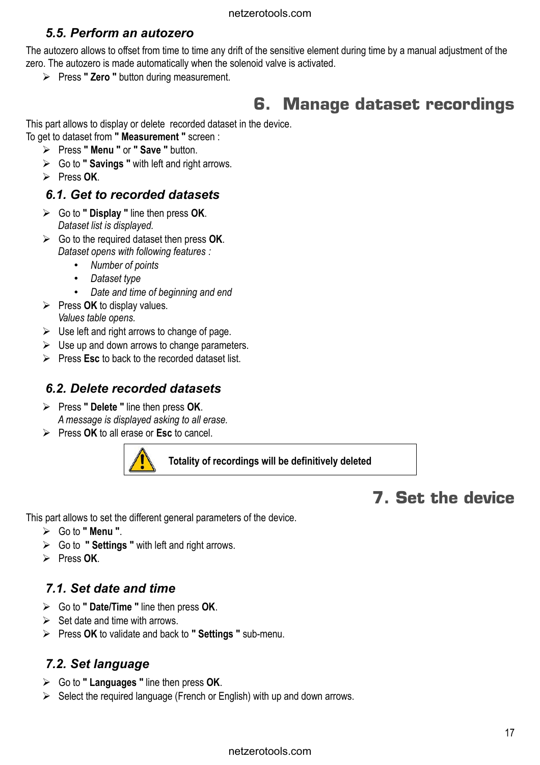### 5.5. Perform an autozero

The autozero allows to offset from time to time any drift of the sensitive element during time by a manual adjustment of the zero. The autozero is made automatically when the solenoid valve is activated.

- Press **" Zero "** button during measurement.

# 6. Manage dataset recordings

This part allows to display or delete recorded dataset in the device.
To get to dataset from **" Measurement "** screen :

- Press **" Menu "** or **" Save "** button.
- Go to **" Savings "** with left and right arrows.
- Press **OK**.

### 6.1. Get to recorded datasets

- Go to **" Display "** line then press **OK**.
  *Dataset list is displayed.*
- Go to the required dataset then press **OK**.
  *Dataset opens with following features :*
  - *Number of points*
  - *Dataset type*
  - *Date and time of beginning and end*
- Press **OK** to display values.
  *Values table opens.*
- Use left and right arrows to change of page.
- Use up and down arrows to change parameters.
- Press **Esc** to back to the recorded dataset list.

### 6.2. Delete recorded datasets

- Press **" Delete "** line then press **OK**.
  *A message is displayed asking to all erase.*
- Press **OK** to all erase or **Esc** to cancel.

> ⚠ **Totality of recordings will be definitively deleted**

# 7. Set the device

This part allows to set the different general parameters of the device.

- Go to **" Menu "**.
- Go to **" Settings "** with left and right arrows.
- Press **OK**.

### 7.1. Set date and time

- Go to **" Date/Time "** line then press **OK**.
- Set date and time with arrows.
- Press **OK** to validate and back to **" Settings "** sub-menu.

### 7.2. Set language

- Go to **" Languages "** line then press **OK**.
- Select the required language (French or English) with up and down arrows.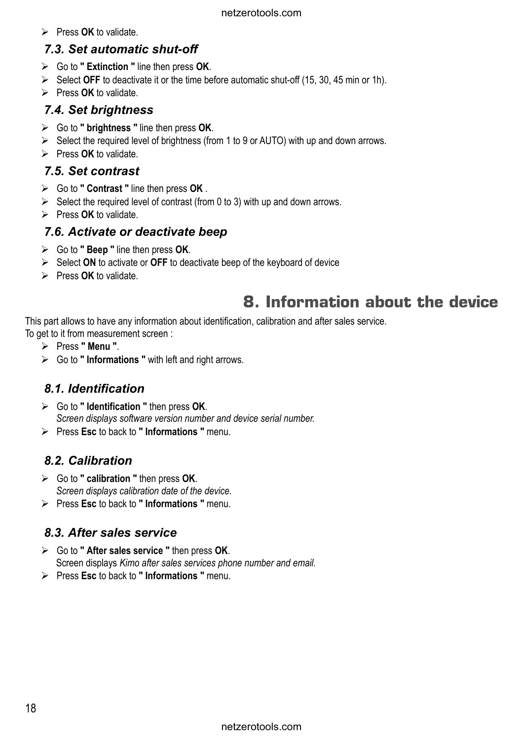- Press **OK** to validate.

### 7.3. Set automatic shut-off

- Go to **" Extinction "** line then press **OK**.
- Select **OFF** to deactivate it or the time before automatic shut-off (15, 30, 45 min or 1h).
- Press **OK** to validate.

### 7.4. Set brightness

- Go to **" brightness "** line then press **OK**.
- Select the required level of brightness (from 1 to 9 or AUTO) with up and down arrows.
- Press **OK** to validate.

### 7.5. Set contrast

- Go to **" Contrast "** line then press **OK** .
- Select the required level of contrast (from 0 to 3) with up and down arrows.
- Press **OK** to validate.

### 7.6. Activate or deactivate beep

- Go to **" Beep "** line then press **OK**.
- Select **ON** to activate or **OFF** to deactivate beep of the keyboard of device
- Press **OK** to validate.

## 8. Information about the device

This part allows to have any information about identification, calibration and after sales service.
To get to it from measurement screen :

- Press **" Menu "**.
- Go to **" Informations "** with left and right arrows.

### 8.1. Identification

- Go to **" Identification "** then press **OK**.
  *Screen displays software version number and device serial number.*
- Press **Esc** to back to **" Informations "** menu.

### 8.2. Calibration

- Go to **" calibration "** then press **OK**.
  *Screen displays calibration date of the device.*
- Press **Esc** to back to **" Informations "** menu.

### 8.3. After sales service

- Go to **" After sales service "** then press **OK**.
  Screen displays *Kimo after sales services phone number and email.*
- Press **Esc** to back to **" Informations "** menu.